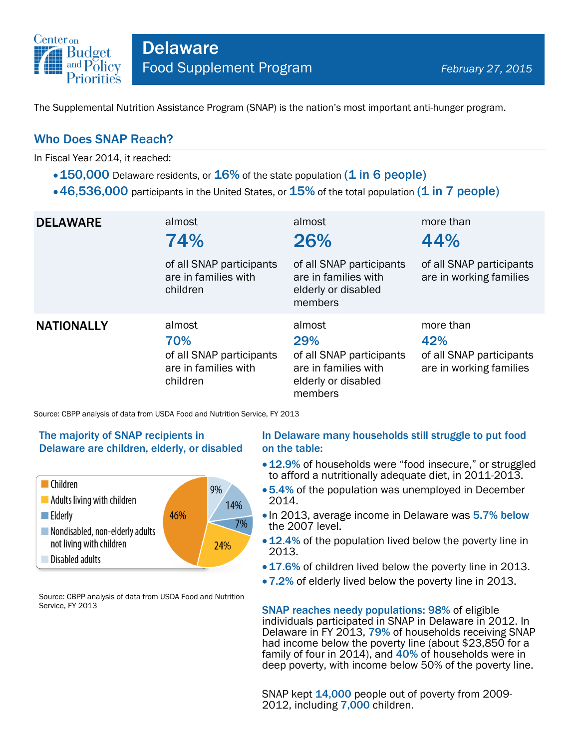Center on Budget and Policy Priorities

# Delaware

## Food Supplement Program

*February 27, 2015*

The Supplemental Nutrition Assistance Program (SNAP) is the nation's most important anti-hunger program.

## Who Does SNAP Reach?

In Fiscal Year 2014, it reached:

- **150,000** Delaware residents, or **16%** of the state population **(1 in 6 people)**
- **46,536,000** participants in the United States, or **15%** of the total population **(1 in 7 people)**

| | | | |
|---|---|---|---|
| **DELAWARE** | almost **74%** of all SNAP participants are in families with children | almost **26%** of all SNAP participants are in families with elderly or disabled members | more than **44%** of all SNAP participants are in working families |
| **NATIONALLY** | almost **70%** of all SNAP participants are in families with children | almost **29%** of all SNAP participants are in families with elderly or disabled members | more than **42%** of all SNAP participants are in working families |

Source: CBPP analysis of data from USDA Food and Nutrition Service, FY 2013

### The majority of SNAP recipients in Delaware are children, elderly, or disabled

| Category | Share |
|---|---|
| Children | 46% |
| Adults living with children | 24% |
| Elderly | 7% |
| Nondisabled, non-elderly adults not living with children | 14% |
| Disabled adults | 9% |

Source: CBPP analysis of data from USDA Food and Nutrition Service, FY 2013

### In Delaware many households still struggle to put food on the table:

- **12.9%** of households were "food insecure," or struggled to afford a nutritionally adequate diet, in 2011-2013.
- **5.4%** of the population was unemployed in December 2014.
- In 2013, average income in Delaware was **5.7% below** the 2007 level.
- **12.4%** of the population lived below the poverty line in 2013.
- **17.6%** of children lived below the poverty line in 2013.
- **7.2%** of elderly lived below the poverty line in 2013.

**SNAP reaches needy populations: 98%** of eligible individuals participated in SNAP in Delaware in 2012. In Delaware in FY 2013, **79%** of households receiving SNAP had income below the poverty line (about $23,850 for a family of four in 2014), and **40%** of households were in deep poverty, with income below 50% of the poverty line.

SNAP kept **14,000** people out of poverty from 2009-2012, including **7,000** children.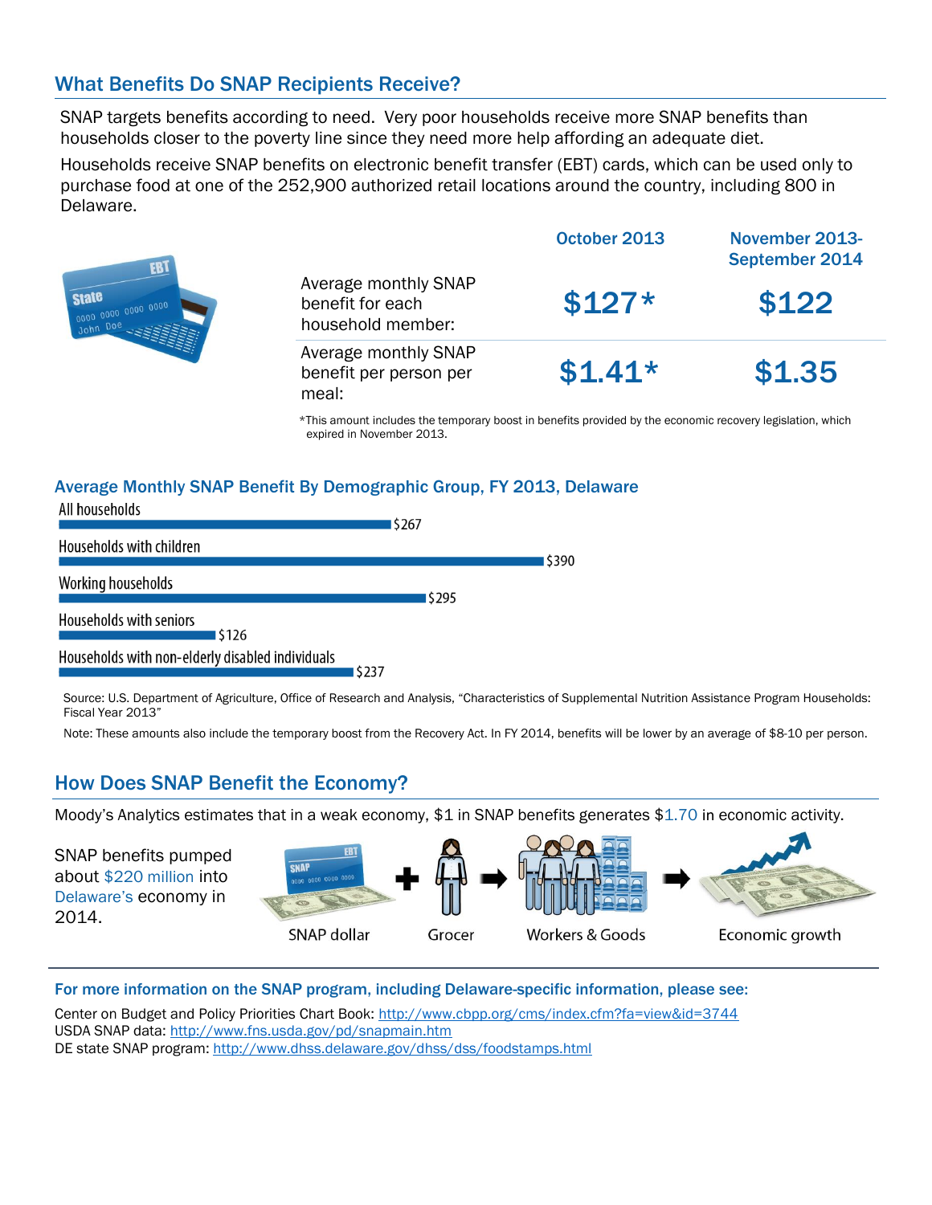## What Benefits Do SNAP Recipients Receive?

SNAP targets benefits according to need. Very poor households receive more SNAP benefits than households closer to the poverty line since they need more help affording an adequate diet.

Households receive SNAP benefits on electronic benefit transfer (EBT) cards, which can be used only to purchase food at one of the 252,900 authorized retail locations around the country, including 800 in Delaware.

| | October 2013 | November 2013-September 2014 |
|---|---|---|
| Average monthly SNAP benefit for each household member: | $127* | $122 |
| Average monthly SNAP benefit per person per meal: | $1.41* | $1.35 |

*This amount includes the temporary boost in benefits provided by the economic recovery legislation, which expired in November 2013.

### Average Monthly SNAP Benefit By Demographic Group, FY 2013, Delaware

All households
$267

Households with children
$390

Working households
$295

Households with seniors
$126

Households with non-elderly disabled individuals
$237

Source: U.S. Department of Agriculture, Office of Research and Analysis, "Characteristics of Supplemental Nutrition Assistance Program Households: Fiscal Year 2013"

Note: These amounts also include the temporary boost from the Recovery Act. In FY 2014, benefits will be lower by an average of $8-10 per person.

## How Does SNAP Benefit the Economy?

Moody's Analytics estimates that in a weak economy, $1 in SNAP benefits generates $1.70 in economic activity.

SNAP benefits pumped about $220 million into Delaware's economy in 2014.

SNAP dollar + Grocer → Workers & Goods → Economic growth

### For more information on the SNAP program, including Delaware-specific information, please see:

Center on Budget and Policy Priorities Chart Book: http://www.cbpp.org/cms/index.cfm?fa=view&id=3744
USDA SNAP data: http://www.fns.usda.gov/pd/snapmain.htm
DE state SNAP program: http://www.dhss.delaware.gov/dhss/dss/foodstamps.html